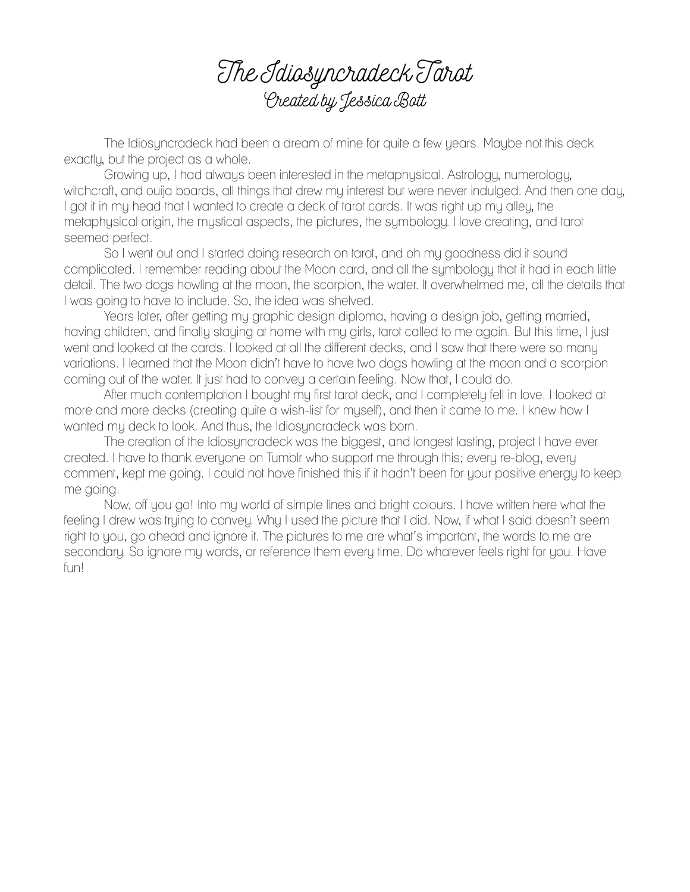# The Idiosyncradeck Tarot

## Created by Jessica Bott

The Idiosyncradeck had been a dream of mine for quite a few years. Maybe not this deck exactly, but the project as a whole.

Growing up, I had always been interested in the metaphysical. Astrology, numerology, witchcraft, and ouija boards, all things that drew my interest but were never indulged. And then one day, I got it in my head that I wanted to create a deck of tarot cards. It was right up my alley, the metaphysical origin, the mystical aspects, the pictures, the symbology. I love creating, and tarot seemed perfect.

So I went out and I started doing research on tarot, and oh my goodness did it sound complicated. I remember reading about the Moon card, and all the symbology that it had in each little detail. The two dogs howling at the moon, the scorpion, the water. It overwhelmed me, all the details that I was going to have to include. So, the idea was shelved.

Years later, after getting my graphic design diploma, having a design job, getting married, having children, and finally staying at home with my girls, tarot called to me again. But this time, I just went and looked at the cards. I looked at all the different decks, and I saw that there were so many variations. I learned that the Moon didn't have to have two dogs howling at the moon and a scorpion coming out of the water. It just had to convey a certain feeling. Now that, I could do.

After much contemplation I bought my first tarot deck, and I completely fell in love. I looked at more and more decks (creating quite a wish-list for myself), and then it came to me. I knew how I wanted my deck to look. And thus, the Idiosyncradeck was born.

The creation of the Idiosyncradeck was the biggest, and longest lasting, project I have ever created. I have to thank everyone on Tumblr who support me through this; every re-blog, every comment, kept me going. I could not have finished this if it hadn't been for your positive energy to keep me going.

Now, off you go! Into my world of simple lines and bright colours. I have written here what the feeling I drew was trying to convey. Why I used the picture that I did. Now, if what I said doesn't seem right to you, go ahead and ignore it. The pictures to me are what's important, the words to me are secondary. So ignore my words, or reference them every time. Do whatever feels right for you. Have fun!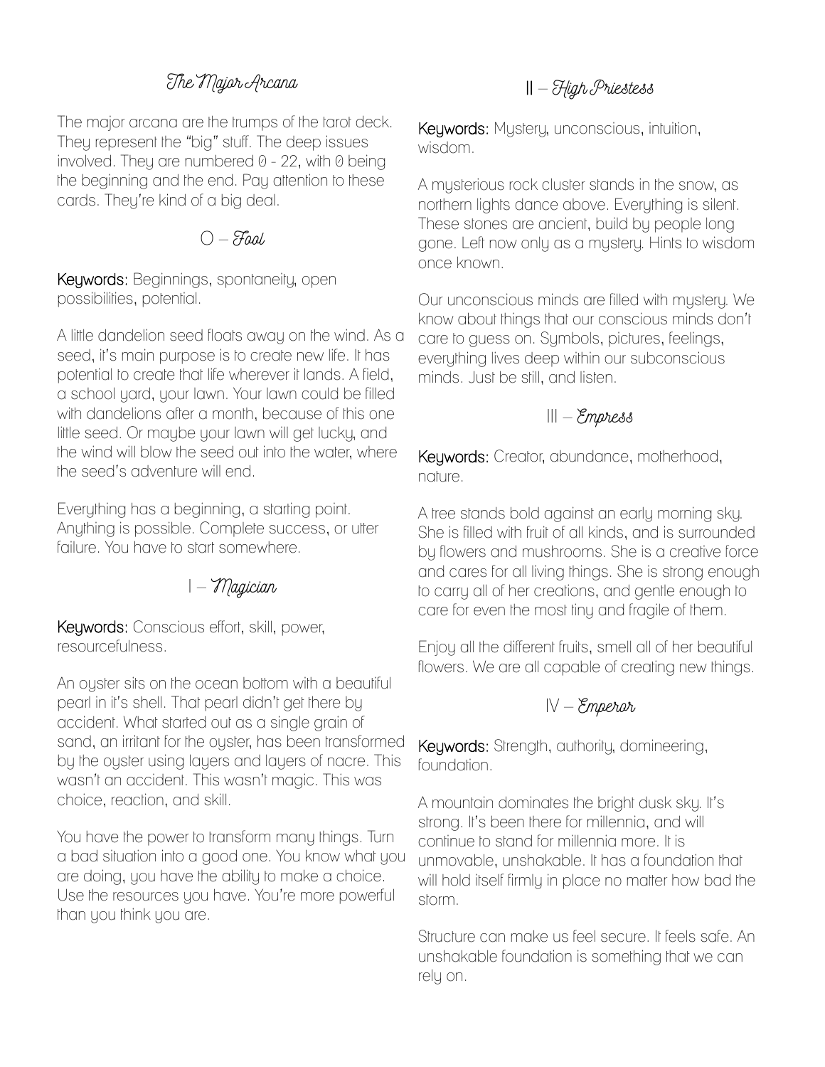## The Major Arcana

The major arcana are the trumps of the tarot deck. They represent the "big" stuff. The deep issues involved. They are numbered 0 - 22, with 0 being the beginning and the end. Pay attention to these cards. They're kind of a big deal.

### 0 – Fool

**Keywords:** Beginnings, spontaneity, open possibilities, potential.

A little dandelion seed floats away on the wind. As a seed, it's main purpose is to create new life. It has potential to create that life wherever it lands. A field, a school yard, your lawn. Your lawn could be filled with dandelions after a month, because of this one little seed. Or maybe your lawn will get lucky, and the wind will blow the seed out into the water, where the seed's adventure will end.

Everything has a beginning, a starting point. Anything is possible. Complete success, or utter failure. You have to start somewhere.

### I – Magician

**Keywords:** Conscious effort, skill, power, resourcefulness.

An oyster sits on the ocean bottom with a beautiful pearl in it's shell. That pearl didn't get there by accident. What started out as a single grain of sand, an irritant for the oyster, has been transformed by the oyster using layers and layers of nacre. This wasn't an accident. This wasn't magic. This was choice, reaction, and skill.

You have the power to transform many things. Turn a bad situation into a good one. You know what you are doing, you have the ability to make a choice. Use the resources you have. You're more powerful than you think you are.

### II – High Priestess

**Keywords:** Mystery, unconscious, intuition, wisdom.

A mysterious rock cluster stands in the snow, as northern lights dance above. Everything is silent. These stones are ancient, build by people long gone. Left now only as a mystery. Hints to wisdom once known.

Our unconscious minds are filled with mystery. We know about things that our conscious minds don't care to guess on. Symbols, pictures, feelings, everything lives deep within our subconscious minds. Just be still, and listen.

### III – Empress

**Keywords:** Creator, abundance, motherhood, nature.

A tree stands bold against an early morning sky. She is filled with fruit of all kinds, and is surrounded by flowers and mushrooms. She is a creative force and cares for all living things. She is strong enough to carry all of her creations, and gentle enough to care for even the most tiny and fragile of them.

Enjoy all the different fruits, smell all of her beautiful flowers. We are all capable of creating new things.

### IV – Emperor

**Keywords:** Strength, authority, domineering, foundation.

A mountain dominates the bright dusk sky. It's strong. It's been there for millennia, and will continue to stand for millennia more. It is unmovable, unshakable. It has a foundation that will hold itself firmly in place no matter how bad the storm.

Structure can make us feel secure. It feels safe. An unshakable foundation is something that we can rely on.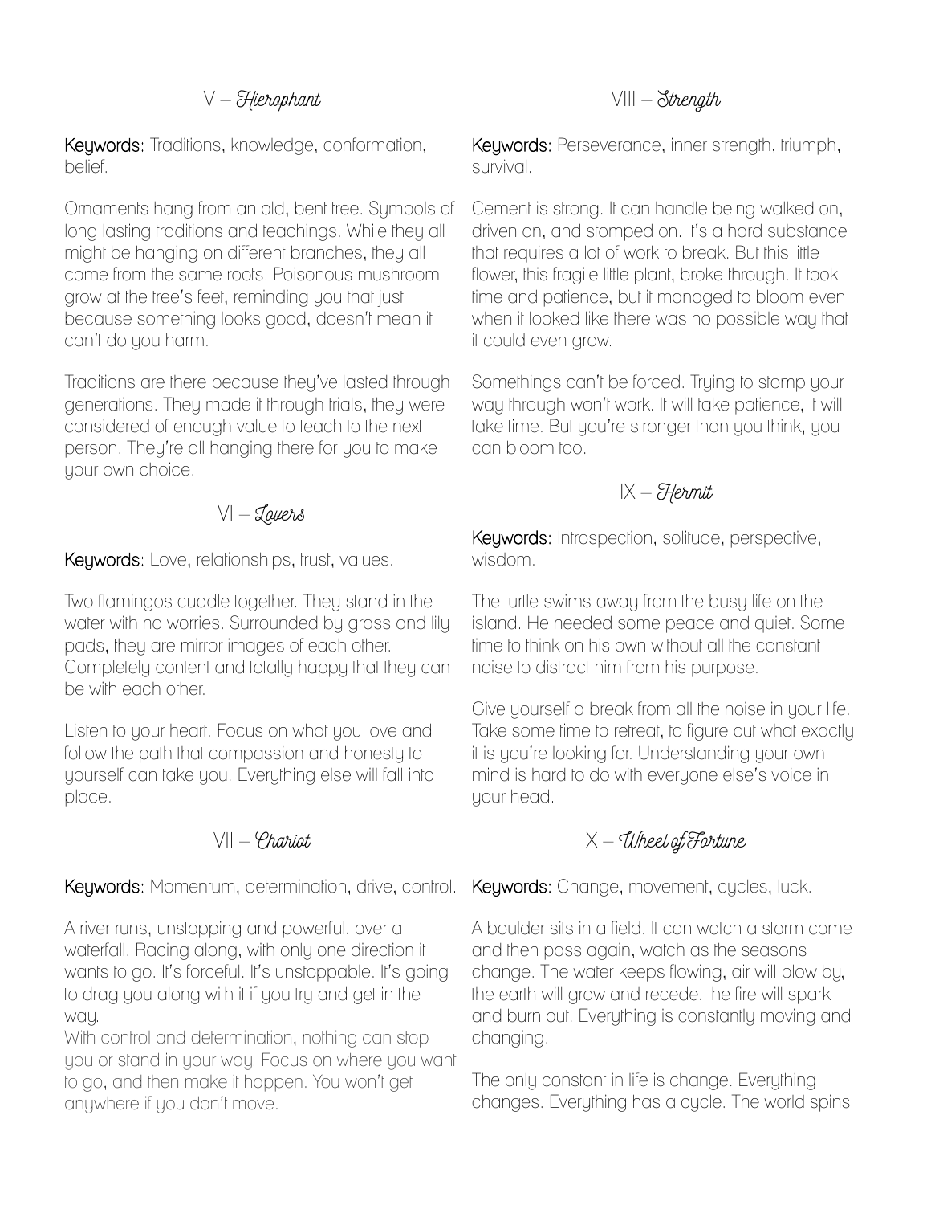## V – *Hierophant*

**Keywords:** Traditions, knowledge, conformation, belief.

Ornaments hang from an old, bent tree. Symbols of long lasting traditions and teachings. While they all might be hanging on different branches, they all come from the same roots. Poisonous mushroom grow at the tree's feet, reminding you that just because something looks good, doesn't mean it can't do you harm.

Traditions are there because they've lasted through generations. They made it through trials, they were considered of enough value to teach to the next person. They're all hanging there for you to make your own choice.

## VI – *Lovers*

**Keywords:** Love, relationships, trust, values.

Two flamingos cuddle together. They stand in the water with no worries. Surrounded by grass and lily pads, they are mirror images of each other. Completely content and totally happy that they can be with each other.

Listen to your heart. Focus on what you love and follow the path that compassion and honesty to yourself can take you. Everything else will fall into place.

## VII – *Chariot*

**Keywords:** Momentum, determination, drive, control.

A river runs, unstopping and powerful, over a waterfall. Racing along, with only one direction it wants to go. It's forceful. It's unstoppable. It's going to drag you along with it if you try and get in the way.
With control and determination, nothing can stop you or stand in your way. Focus on where you want to go, and then make it happen. You won't get anywhere if you don't move.

## VIII – *Strength*

**Keywords:** Perseverance, inner strength, triumph, survival.

Cement is strong. It can handle being walked on, driven on, and stomped on. It's a hard substance that requires a lot of work to break. But this little flower, this fragile little plant, broke through. It took time and patience, but it managed to bloom even when it looked like there was no possible way that it could even grow.

Somethings can't be forced. Trying to stomp your way through won't work. It will take patience, it will take time. But you're stronger than you think, you can bloom too.

## IX – *Hermit*

**Keywords:** Introspection, solitude, perspective, wisdom.

The turtle swims away from the busy life on the island. He needed some peace and quiet. Some time to think on his own without all the constant noise to distract him from his purpose.

Give yourself a break from all the noise in your life. Take some time to retreat, to figure out what exactly it is you're looking for. Understanding your own mind is hard to do with everyone else's voice in your head.

## X – *Wheel of Fortune*

**Keywords:** Change, movement, cycles, luck.

A boulder sits in a field. It can watch a storm come and then pass again, watch as the seasons change. The water keeps flowing, air will blow by, the earth will grow and recede, the fire will spark and burn out. Everything is constantly moving and changing.

The only constant in life is change. Everything changes. Everything has a cycle. The world spins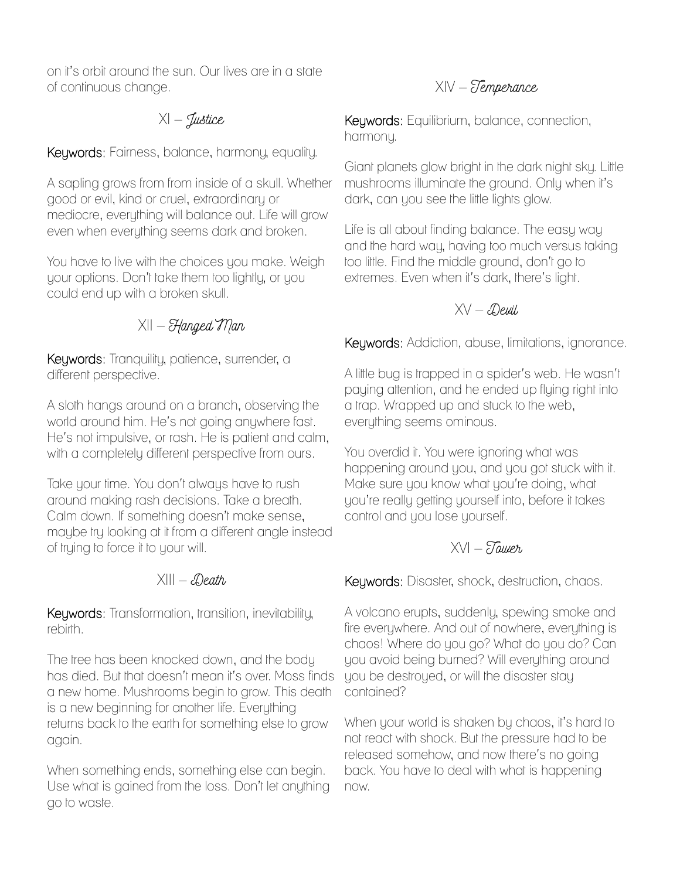on it's orbit around the sun. Our lives are in a state of continuous change.

## XI – *Justice*

**Keywords:** Fairness, balance, harmony, equality.

A sapling grows from from inside of a skull. Whether good or evil, kind or cruel, extraordinary or mediocre, everything will balance out. Life will grow even when everything seems dark and broken.

You have to live with the choices you make. Weigh your options. Don't take them too lightly, or you could end up with a broken skull.

## XII – *Hanged Man*

**Keywords:** Tranquility, patience, surrender, a different perspective.

A sloth hangs around on a branch, observing the world around him. He's not going anywhere fast. He's not impulsive, or rash. He is patient and calm, with a completely different perspective from ours.

Take your time. You don't always have to rush around making rash decisions. Take a breath. Calm down. If something doesn't make sense, maybe try looking at it from a different angle instead of trying to force it to your will.

## XIII – *Death*

**Keywords:** Transformation, transition, inevitability, rebirth.

The tree has been knocked down, and the body has died. But that doesn't mean it's over. Moss finds a new home. Mushrooms begin to grow. This death is a new beginning for another life. Everything returns back to the earth for something else to grow again.

When something ends, something else can begin. Use what is gained from the loss. Don't let anything go to waste.

## XIV – *Temperance*

**Keywords:** Equilibrium, balance, connection, harmony.

Giant planets glow bright in the dark night sky. Little mushrooms illuminate the ground. Only when it's dark, can you see the little lights glow.

Life is all about finding balance. The easy way and the hard way, having too much versus taking too little. Find the middle ground, don't go to extremes. Even when it's dark, there's light.

## XV – *Devil*

**Keywords:** Addiction, abuse, limitations, ignorance.

A little bug is trapped in a spider's web. He wasn't paying attention, and he ended up flying right into a trap. Wrapped up and stuck to the web, everything seems ominous.

You overdid it. You were ignoring what was happening around you, and you got stuck with it. Make sure you know what you're doing, what you're really getting yourself into, before it takes control and you lose yourself.

## XVI – *Tower*

**Keywords:** Disaster, shock, destruction, chaos.

A volcano erupts, suddenly, spewing smoke and fire everywhere. And out of nowhere, everything is chaos! Where do you go? What do you do? Can you avoid being burned? Will everything around you be destroyed, or will the disaster stay contained?

When your world is shaken by chaos, it's hard to not react with shock. But the pressure had to be released somehow, and now there's no going back. You have to deal with what is happening now.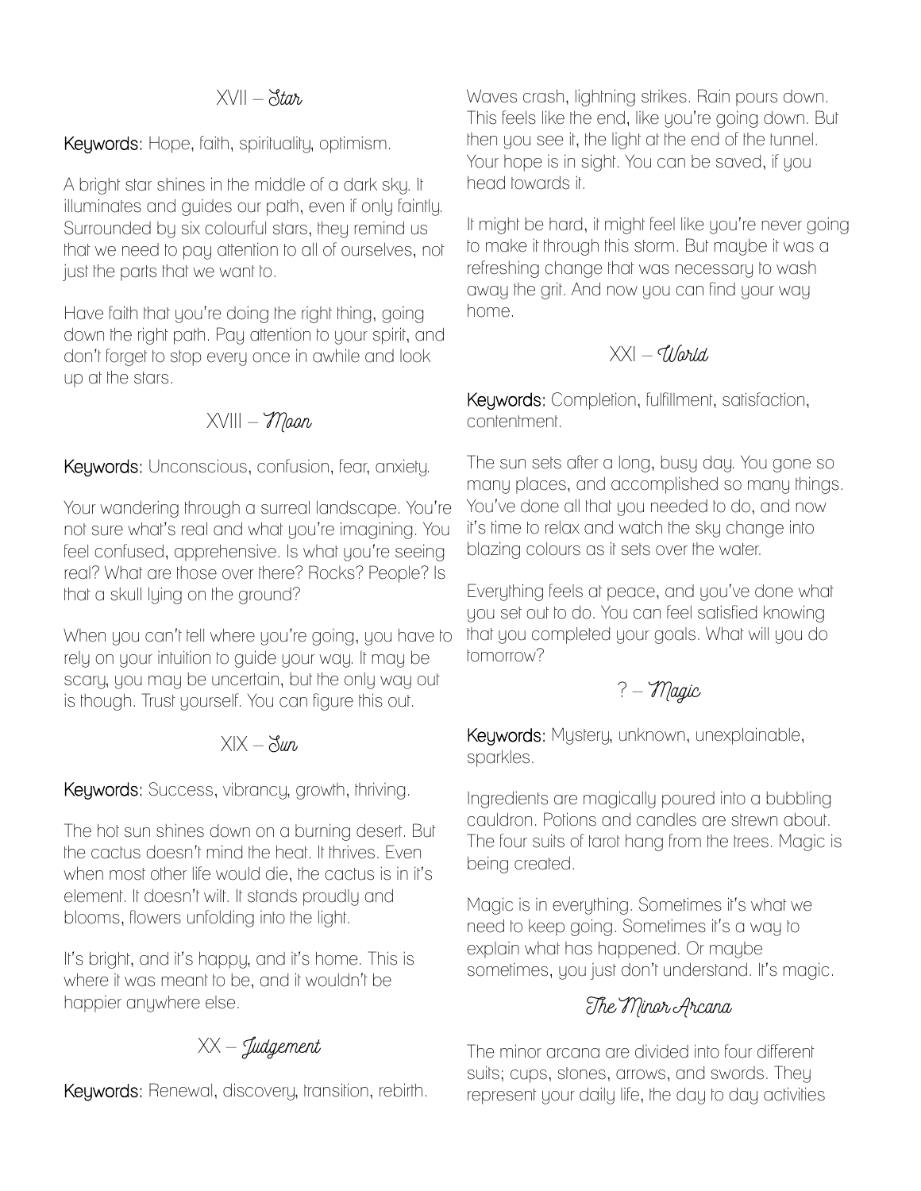## XVII – *Star*

**Keywords:** Hope, faith, spirituality, optimism.

A bright star shines in the middle of a dark sky. It illuminates and guides our path, even if only faintly. Surrounded by six colourful stars, they remind us that we need to pay attention to all of ourselves, not just the parts that we want to.

Have faith that you're doing the right thing, going down the right path. Pay attention to your spirit, and don't forget to stop every once in awhile and look up at the stars.

## XVIII – *Moon*

**Keywords:** Unconscious, confusion, fear, anxiety.

Your wandering through a surreal landscape. You're not sure what's real and what you're imagining. You feel confused, apprehensive. Is what you're seeing real? What are those over there? Rocks? People? Is that a skull lying on the ground?

When you can't tell where you're going, you have to rely on your intuition to guide your way. It may be scary, you may be uncertain, but the only way out is though. Trust yourself. You can figure this out.

## XIX – *Sun*

**Keywords:** Success, vibrancy, growth, thriving.

The hot sun shines down on a burning desert. But the cactus doesn't mind the heat. It thrives. Even when most other life would die, the cactus is in it's element. It doesn't wilt. It stands proudly and blooms, flowers unfolding into the light.

It's bright, and it's happy, and it's home. This is where it was meant to be, and it wouldn't be happier anywhere else.

## XX – *Judgement*

**Keywords:** Renewal, discovery, transition, rebirth.

Waves crash, lightning strikes. Rain pours down. This feels like the end, like you're going down. But then you see it, the light at the end of the tunnel. Your hope is in sight. You can be saved, if you head towards it.

It might be hard, it might feel like you're never going to make it through this storm. But maybe it was a refreshing change that was necessary to wash away the grit. And now you can find your way home.

## XXI – *World*

**Keywords:** Completion, fulfillment, satisfaction, contentment.

The sun sets after a long, busy day. You gone so many places, and accomplished so many things. You've done all that you needed to do, and now it's time to relax and watch the sky change into blazing colours as it sets over the water.

Everything feels at peace, and you've done what you set out to do. You can feel satisfied knowing that you completed your goals. What will you do tomorrow?

## ? – *Magic*

**Keywords:** Mystery, unknown, unexplainable, sparkles.

Ingredients are magically poured into a bubbling cauldron. Potions and candles are strewn about. The four suits of tarot hang from the trees. Magic is being created.

Magic is in everything. Sometimes it's what we need to keep going. Sometimes it's a way to explain what has happened. Or maybe sometimes, you just don't understand. It's magic.

# *The Minor Arcana*

The minor arcana are divided into four different suits; cups, stones, arrows, and swords. They represent your daily life, the day to day activities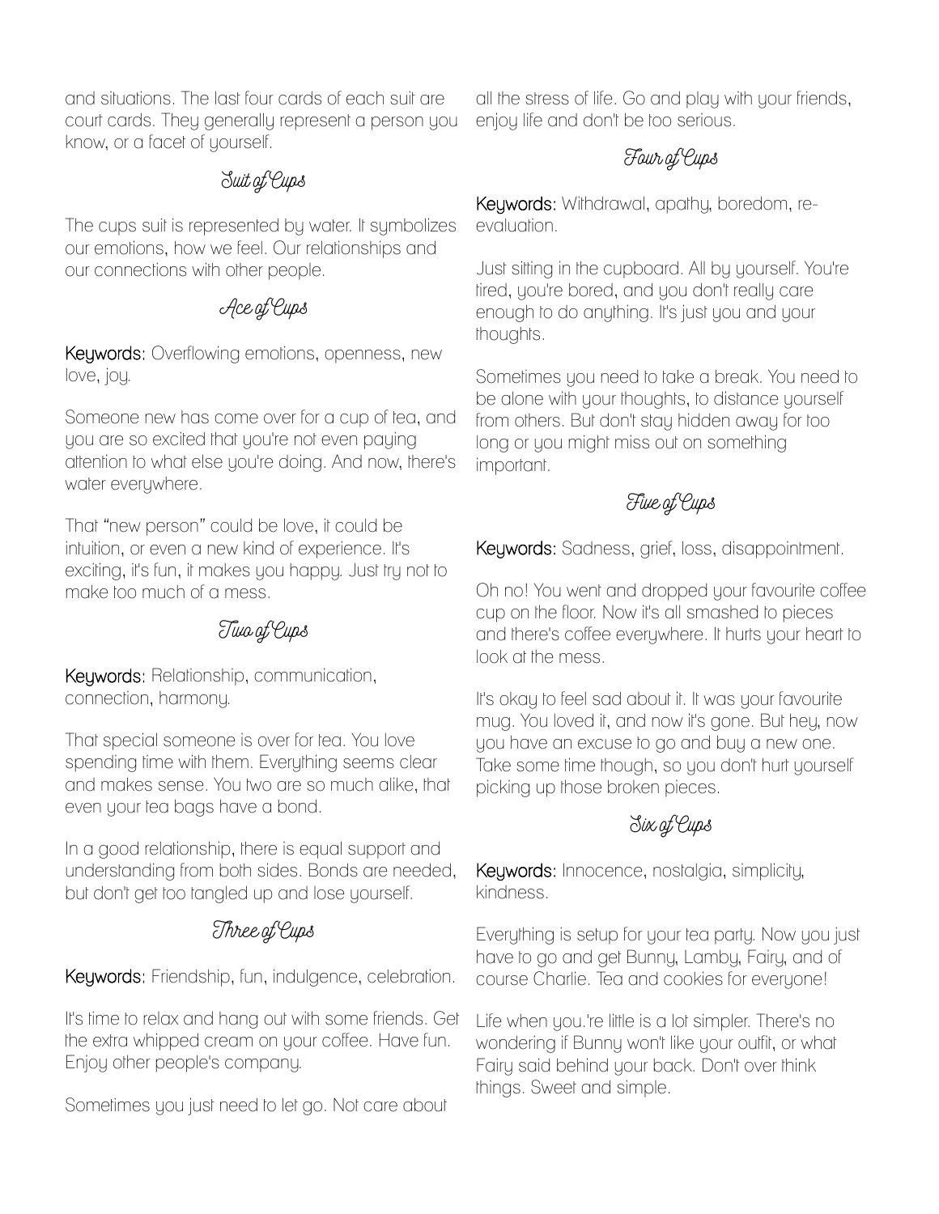and situations. The last four cards of each suit are court cards. They generally represent a person you know, or a facet of yourself.

## Suit of Cups

The cups suit is represented by water. It symbolizes our emotions, how we feel. Our relationships and our connections with other people.

### Ace of Cups

**Keywords:** Overflowing emotions, openness, new love, joy.

Someone new has come over for a cup of tea, and you are so excited that you're not even paying attention to what else you're doing. And now, there's water everywhere.

That "new person" could be love, it could be intuition, or even a new kind of experience. It's exciting, it's fun, it makes you happy. Just try not to make too much of a mess.

### Two of Cups

**Keywords:** Relationship, communication, connection, harmony.

That special someone is over for tea. You love spending time with them. Everything seems clear and makes sense. You two are so much alike, that even your tea bags have a bond.

In a good relationship, there is equal support and understanding from both sides. Bonds are needed, but don't get too tangled up and lose yourself.

### Three of Cups

**Keywords:** Friendship, fun, indulgence, celebration.

It's time to relax and hang out with some friends. Get the extra whipped cream on your coffee. Have fun. Enjoy other people's company.

Sometimes you just need to let go. Not care about all the stress of life. Go and play with your friends, enjoy life and don't be too serious.

### Four of Cups

**Keywords:** Withdrawal, apathy, boredom, re-evaluation.

Just sitting in the cupboard. All by yourself. You're tired, you're bored, and you don't really care enough to do anything. It's just you and your thoughts.

Sometimes you need to take a break. You need to be alone with your thoughts, to distance yourself from others. But don't stay hidden away for too long or you might miss out on something important.

### Five of Cups

**Keywords:** Sadness, grief, loss, disappointment.

Oh no! You went and dropped your favourite coffee cup on the floor. Now it's all smashed to pieces and there's coffee everywhere. It hurts your heart to look at the mess.

It's okay to feel sad about it. It was your favourite mug. You loved it, and now it's gone. But hey, now you have an excuse to go and buy a new one. Take some time though, so you don't hurt yourself picking up those broken pieces.

### Six of Cups

**Keywords:** Innocence, nostalgia, simplicity, kindness.

Everything is setup for your tea party. Now you just have to go and get Bunny, Lamby, Fairy, and of course Charlie. Tea and cookies for everyone!

Life when you.'re little is a lot simpler. There's no wondering if Bunny won't like your outfit, or what Fairy said behind your back. Don't over think things. Sweet and simple.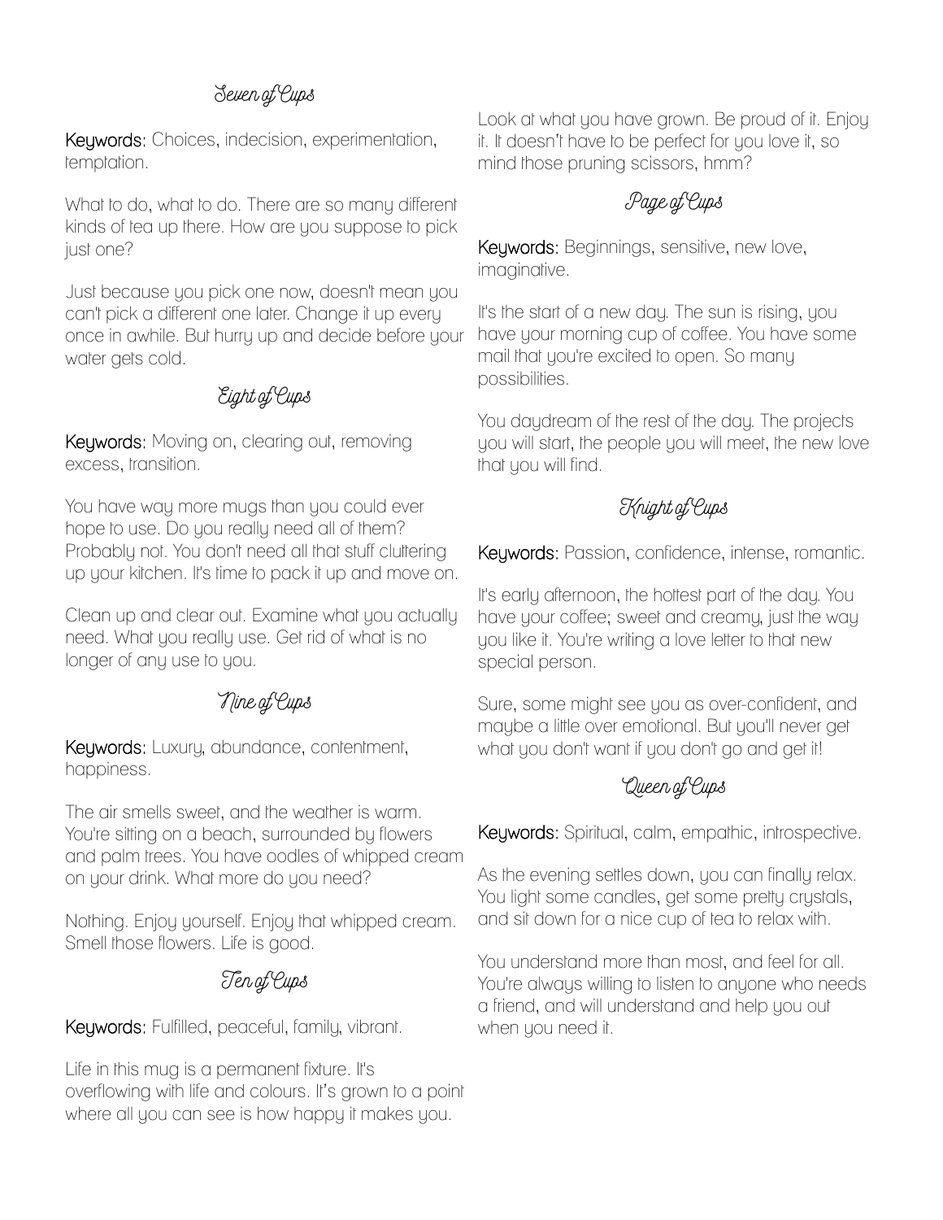## Seven of Cups

**Keywords:** Choices, indecision, experimentation, temptation.

What to do, what to do. There are so many different kinds of tea up there. How are you suppose to pick just one?

Just because you pick one now, doesn't mean you can't pick a different one later. Change it up every once in awhile. But hurry up and decide before your water gets cold.

## Eight of Cups

**Keywords:** Moving on, clearing out, removing excess, transition.

You have way more mugs than you could ever hope to use. Do you really need all of them? Probably not. You don't need all that stuff cluttering up your kitchen. It's time to pack it up and move on.

Clean up and clear out. Examine what you actually need. What you really use. Get rid of what is no longer of any use to you.

## Nine of Cups

**Keywords:** Luxury, abundance, contentment, happiness.

The air smells sweet, and the weather is warm. You're sitting on a beach, surrounded by flowers and palm trees. You have oodles of whipped cream on your drink. What more do you need?

Nothing. Enjoy yourself. Enjoy that whipped cream. Smell those flowers. Life is good.

## Ten of Cups

**Keywords:** Fulfilled, peaceful, family, vibrant.

Life in this mug is a permanent fixture. It's overflowing with life and colours. It's grown to a point where all you can see is how happy it makes you.

Look at what you have grown. Be proud of it. Enjoy it. It doesn't have to be perfect for you love it, so mind those pruning scissors, hmm?

## Page of Cups

**Keywords:** Beginnings, sensitive, new love, imaginative.

It's the start of a new day. The sun is rising, you have your morning cup of coffee. You have some mail that you're excited to open. So many possibilities.

You daydream of the rest of the day. The projects you will start, the people you will meet, the new love that you will find.

## Knight of Cups

**Keywords:** Passion, confidence, intense, romantic.

It's early afternoon, the hottest part of the day. You have your coffee; sweet and creamy, just the way you like it. You're writing a love letter to that new special person.

Sure, some might see you as over-confident, and maybe a little over emotional. But you'll never get what you don't want if you don't go and get it!

## Queen of Cups

**Keywords:** Spiritual, calm, empathic, introspective.

As the evening settles down, you can finally relax. You light some candles, get some pretty crystals, and sit down for a nice cup of tea to relax with.

You understand more than most, and feel for all. You're always willing to listen to anyone who needs a friend, and will understand and help you out when you need it.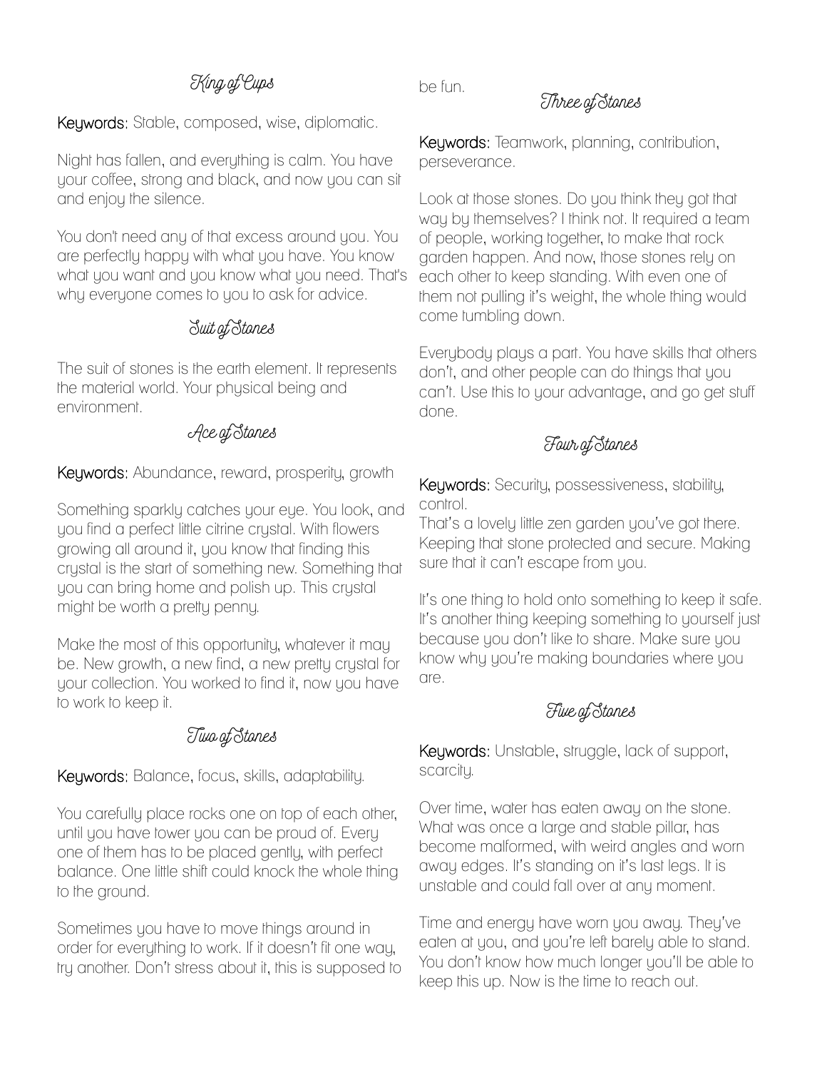## King of Cups

**Keywords:** Stable, composed, wise, diplomatic.

Night has fallen, and everything is calm. You have your coffee, strong and black, and now you can sit and enjoy the silence.

You don't need any of that excess around you. You are perfectly happy with what you have. You know what you want and you know what you need. That's why everyone comes to you to ask for advice.

## Suit of Stones

The suit of stones is the earth element. It represents the material world. Your physical being and environment.

## Ace of Stones

**Keywords:** Abundance, reward, prosperity, growth

Something sparkly catches your eye. You look, and you find a perfect little citrine crystal. With flowers growing all around it, you know that finding this crystal is the start of something new. Something that you can bring home and polish up. This crystal might be worth a pretty penny.

Make the most of this opportunity, whatever it may be. New growth, a new find, a new pretty crystal for your collection. You worked to find it, now you have to work to keep it.

## Two of Stones

**Keywords:** Balance, focus, skills, adaptability.

You carefully place rocks one on top of each other, until you have tower you can be proud of. Every one of them has to be placed gently, with perfect balance. One little shift could knock the whole thing to the ground.

Sometimes you have to move things around in order for everything to work. If it doesn't fit one way, try another. Don't stress about it, this is supposed to be fun.

## Three of Stones

**Keywords:** Teamwork, planning, contribution, perseverance.

Look at those stones. Do you think they got that way by themselves? I think not. It required a team of people, working together, to make that rock garden happen. And now, those stones rely on each other to keep standing. With even one of them not pulling it's weight, the whole thing would come tumbling down.

Everybody plays a part. You have skills that others don't, and other people can do things that you can't. Use this to your advantage, and go get stuff done.

## Four of Stones

**Keywords:** Security, possessiveness, stability, control.

That's a lovely little zen garden you've got there. Keeping that stone protected and secure. Making sure that it can't escape from you.

It's one thing to hold onto something to keep it safe. It's another thing keeping something to yourself just because you don't like to share. Make sure you know why you're making boundaries where you are.

## Five of Stones

**Keywords:** Unstable, struggle, lack of support, scarcity.

Over time, water has eaten away on the stone. What was once a large and stable pillar, has become malformed, with weird angles and worn away edges. It's standing on it's last legs. It is unstable and could fall over at any moment.

Time and energy have worn you away. They've eaten at you, and you're left barely able to stand. You don't know how much longer you'll be able to keep this up. Now is the time to reach out.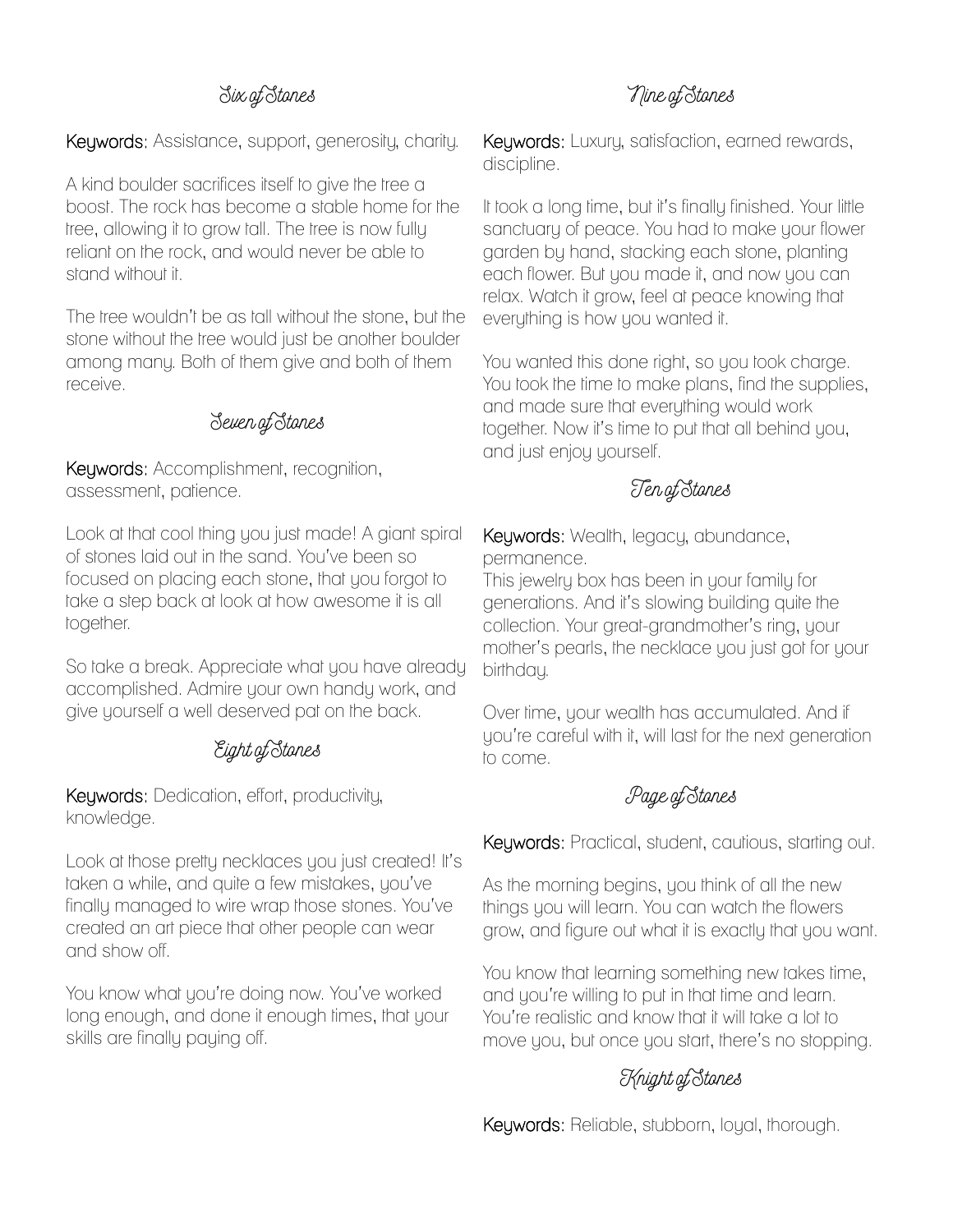## Six of Stones

**Keywords:** Assistance, support, generosity, charity.

A kind boulder sacrifices itself to give the tree a boost. The rock has become a stable home for the tree, allowing it to grow tall. The tree is now fully reliant on the rock, and would never be able to stand without it.

The tree wouldn't be as tall without the stone, but the stone without the tree would just be another boulder among many. Both of them give and both of them receive.

## Seven of Stones

**Keywords:** Accomplishment, recognition, assessment, patience.

Look at that cool thing you just made! A giant spiral of stones laid out in the sand. You've been so focused on placing each stone, that you forgot to take a step back at look at how awesome it is all together.

So take a break. Appreciate what you have already accomplished. Admire your own handy work, and give yourself a well deserved pat on the back.

## Eight of Stones

**Keywords:** Dedication, effort, productivity, knowledge.

Look at those pretty necklaces you just created! It's taken a while, and quite a few mistakes, you've finally managed to wire wrap those stones. You've created an art piece that other people can wear and show off.

You know what you're doing now. You've worked long enough, and done it enough times, that your skills are finally paying off.

## Nine of Stones

**Keywords:** Luxury, satisfaction, earned rewards, discipline.

It took a long time, but it's finally finished. Your little sanctuary of peace. You had to make your flower garden by hand, stacking each stone, planting each flower. But you made it, and now you can relax. Watch it grow, feel at peace knowing that everything is how you wanted it.

You wanted this done right, so you took charge. You took the time to make plans, find the supplies, and made sure that everything would work together. Now it's time to put that all behind you, and just enjoy yourself.

## Ten of Stones

**Keywords:** Wealth, legacy, abundance, permanence.
This jewelry box has been in your family for generations. And it's slowing building quite the collection. Your great-grandmother's ring, your mother's pearls, the necklace you just got for your birthday.

Over time, your wealth has accumulated. And if you're careful with it, will last for the next generation to come.

## Page of Stones

**Keywords:** Practical, student, cautious, starting out.

As the morning begins, you think of all the new things you will learn. You can watch the flowers grow, and figure out what it is exactly that you want.

You know that learning something new takes time, and you're willing to put in that time and learn. You're realistic and know that it will take a lot to move you, but once you start, there's no stopping.

## Knight of Stones

**Keywords:** Reliable, stubborn, loyal, thorough.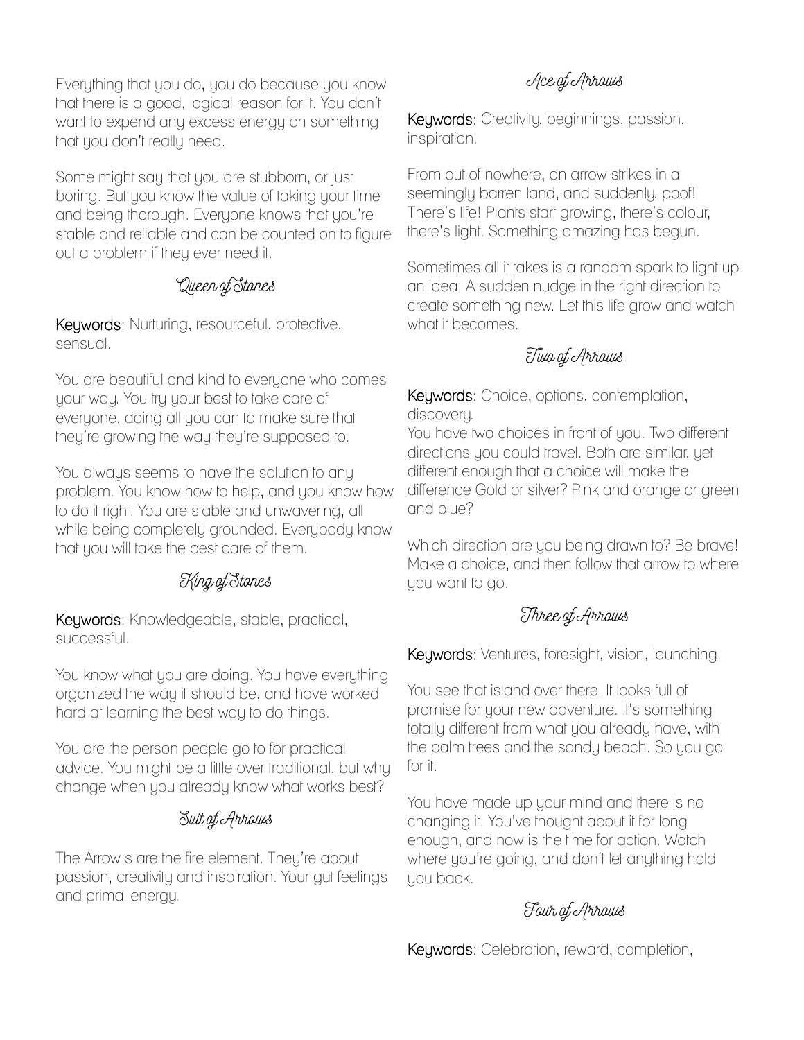Everything that you do, you do because you know that there is a good, logical reason for it. You don't want to expend any excess energy on something that you don't really need.

Some might say that you are stubborn, or just boring. But you know the value of taking your time and being thorough. Everyone knows that you're stable and reliable and can be counted on to figure out a problem if they ever need it.

## Queen of Stones

**Keywords:** Nurturing, resourceful, protective, sensual.

You are beautiful and kind to everyone who comes your way. You try your best to take care of everyone, doing all you can to make sure that they're growing the way they're supposed to.

You always seems to have the solution to any problem. You know how to help, and you know how to do it right. You are stable and unwavering, all while being completely grounded. Everybody know that you will take the best care of them.

## King of Stones

**Keywords:** Knowledgeable, stable, practical, successful.

You know what you are doing. You have everything organized the way it should be, and have worked hard at learning the best way to do things.

You are the person people go to for practical advice. You might be a little over traditional, but why change when you already know what works best?

## Suit of Arrows

The Arrow s are the fire element. They're about passion, creativity and inspiration. Your gut feelings and primal energy.

## Ace of Arrows

**Keywords:** Creativity, beginnings, passion, inspiration.

From out of nowhere, an arrow strikes in a seemingly barren land, and suddenly, poof! There's life! Plants start growing, there's colour, there's light. Something amazing has begun.

Sometimes all it takes is a random spark to light up an idea. A sudden nudge in the right direction to create something new. Let this life grow and watch what it becomes.

## Two of Arrows

**Keywords:** Choice, options, contemplation, discovery.
You have two choices in front of you. Two different directions you could travel. Both are similar, yet different enough that a choice will make the difference Gold or silver? Pink and orange or green and blue?

Which direction are you being drawn to? Be brave! Make a choice, and then follow that arrow to where you want to go.

## Three of Arrows

**Keywords:** Ventures, foresight, vision, launching.

You see that island over there. It looks full of promise for your new adventure. It's something totally different from what you already have, with the palm trees and the sandy beach. So you go for it.

You have made up your mind and there is no changing it. You've thought about it for long enough, and now is the time for action. Watch where you're going, and don't let anything hold you back.

## Four of Arrows

**Keywords:** Celebration, reward, completion,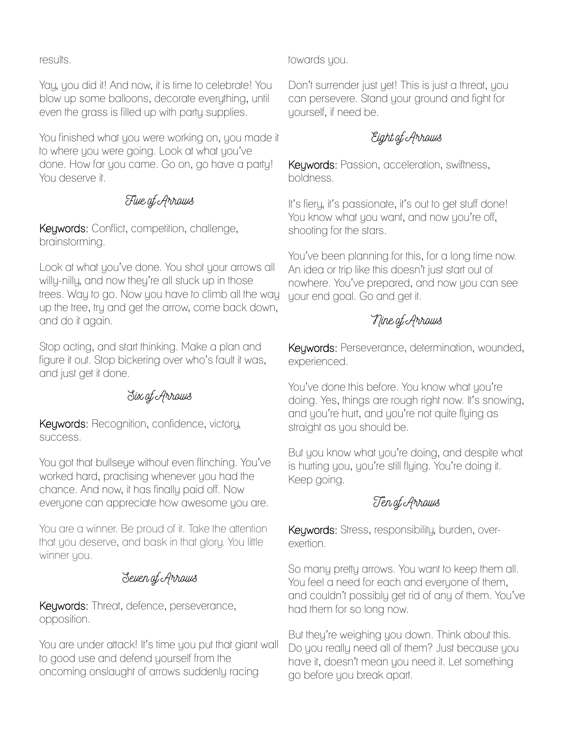results.

Yay, you did it! And now, it is time to celebrate! You blow up some balloons, decorate everything, until even the grass is filled up with party supplies.

You finished what you were working on, you made it to where you were going. Look at what you've done. How far you came. Go on, go have a party! You deserve it.

### *Five of Arrows*

**Keywords:** Conflict, competition, challenge, brainstorming.

Look at what you've done. You shot your arrows all willy-nilly, and now they're all stuck up in those trees. Way to go. Now you have to climb all the way up the tree, try and get the arrow, come back down, and do it again.

Stop acting, and start thinking. Make a plan and figure it out. Stop bickering over who's fault it was, and just get it done.

### *Six of Arrows*

**Keywords:** Recognition, confidence, victory, success.

You got that bullseye without even flinching. You've worked hard, practising whenever you had the chance. And now, it has finally paid off. Now everyone can appreciate how awesome you are.

You are a winner. Be proud of it. Take the attention that you deserve, and bask in that glory. You little winner you.

### *Seven of Arrows*

**Keywords:** Threat, defence, perseverance, opposition.

You are under attack! It's time you put that giant wall to good use and defend yourself from the oncoming onslaught of arrows suddenly racing towards you.

Don't surrender just yet! This is just a threat, you can persevere. Stand your ground and fight for yourself, if need be.

### *Eight of Arrows*

**Keywords:** Passion, acceleration, swiftness, boldness.

It's fiery, it's passionate, it's out to get stuff done! You know what you want, and now you're off, shooting for the stars.

You've been planning for this, for a long time now. An idea or trip like this doesn't just start out of nowhere. You've prepared, and now you can see your end goal. Go and get it.

### *Nine of Arrows*

**Keywords:** Perseverance, determination, wounded, experienced.

You've done this before. You know what you're doing. Yes, things are rough right now. It's snowing, and you're hurt, and you're not quite flying as straight as you should be.

But you know what you're doing, and despite what is hurting you, you're still flying. You're doing it. Keep going.

### *Ten of Arrows*

**Keywords:** Stress, responsibility, burden, over-exertion.

So many pretty arrows. You want to keep them all. You feel a need for each and everyone of them, and couldn't possibly get rid of any of them. You've had them for so long now.

But they're weighing you down. Think about this. Do you really need all of them? Just because you have it, doesn't mean you need it. Let something go before you break apart.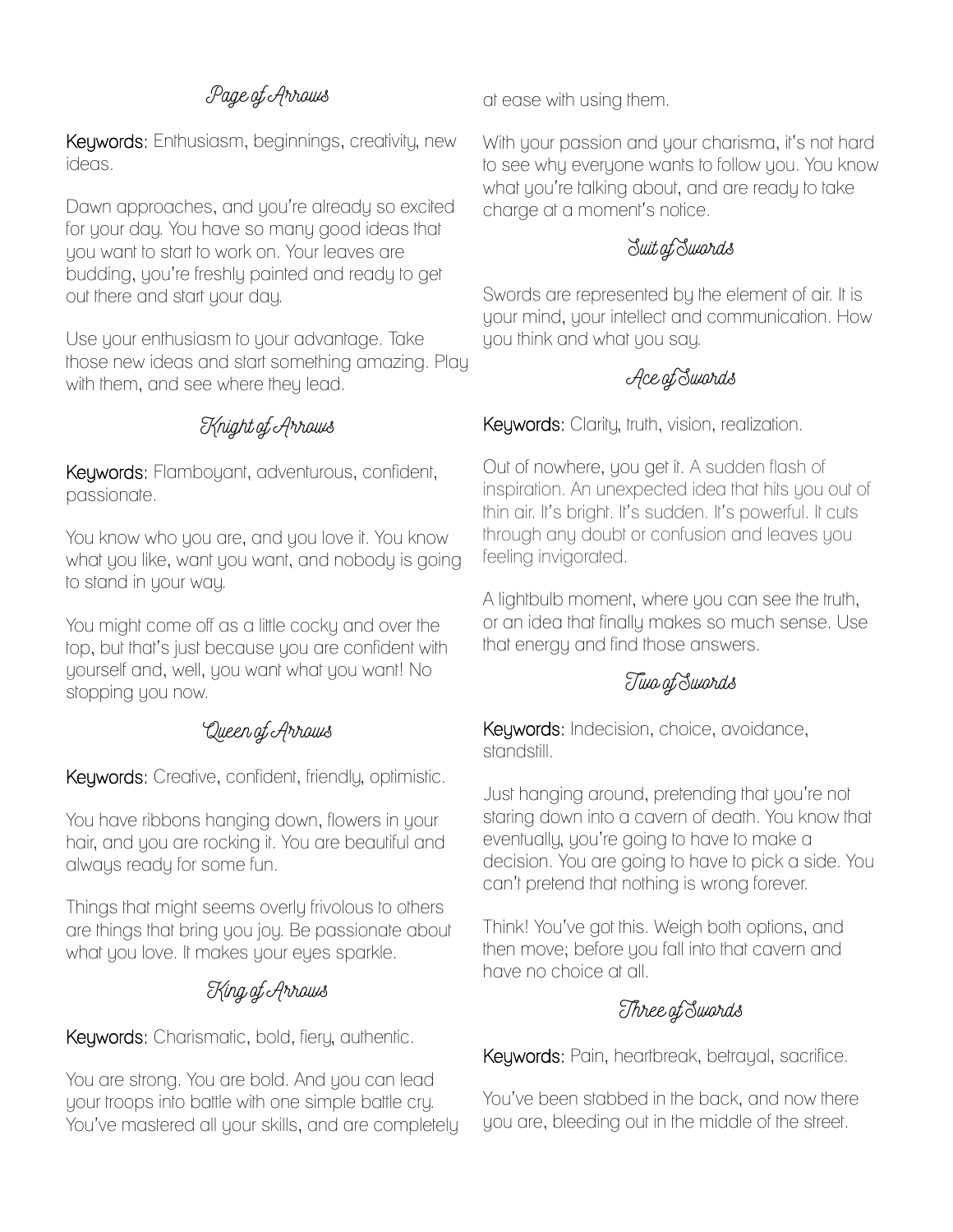## Page of Arrows

**Keywords:** Enthusiasm, beginnings, creativity, new ideas.

Dawn approaches, and you're already so excited for your day. You have so many good ideas that you want to start to work on. Your leaves are budding, you're freshly painted and ready to get out there and start your day.

Use your enthusiasm to your advantage. Take those new ideas and start something amazing. Play with them, and see where they lead.

## Knight of Arrows

**Keywords:** Flamboyant, adventurous, confident, passionate.

You know who you are, and you love it. You know what you like, want you want, and nobody is going to stand in your way.

You might come off as a little cocky and over the top, but that's just because you are confident with yourself and, well, you want what you want! No stopping you now.

## Queen of Arrows

**Keywords:** Creative, confident, friendly, optimistic.

You have ribbons hanging down, flowers in your hair, and you are rocking it. You are beautiful and always ready for some fun.

Things that might seems overly frivolous to others are things that bring you joy. Be passionate about what you love. It makes your eyes sparkle.

## King of Arrows

**Keywords:** Charismatic, bold, fiery, authentic.

You are strong. You are bold. And you can lead your troops into battle with one simple battle cry. You've mastered all your skills, and are completely at ease with using them.

With your passion and your charisma, it's not hard to see why everyone wants to follow you. You know what you're talking about, and are ready to take charge at a moment's notice.

## Suit of Swords

Swords are represented by the element of air. It is your mind, your intellect and communication. How you think and what you say.

## Ace of Swords

**Keywords:** Clarity, truth, vision, realization.

Out of nowhere, you get it. A sudden flash of inspiration. An unexpected idea that hits you out of thin air. It's bright. It's sudden. It's powerful. It cuts through any doubt or confusion and leaves you feeling invigorated.

A lightbulb moment, where you can see the truth, or an idea that finally makes so much sense. Use that energy and find those answers.

## Two of Swords

**Keywords:** Indecision, choice, avoidance, standstill.

Just hanging around, pretending that you're not staring down into a cavern of death. You know that eventually, you're going to have to make a decision. You are going to have to pick a side. You can't pretend that nothing is wrong forever.

Think! You've got this. Weigh both options, and then move; before you fall into that cavern and have no choice at all.

## Three of Swords

**Keywords:** Pain, heartbreak, betrayal, sacrifice.

You've been stabbed in the back, and now there you are, bleeding out in the middle of the street.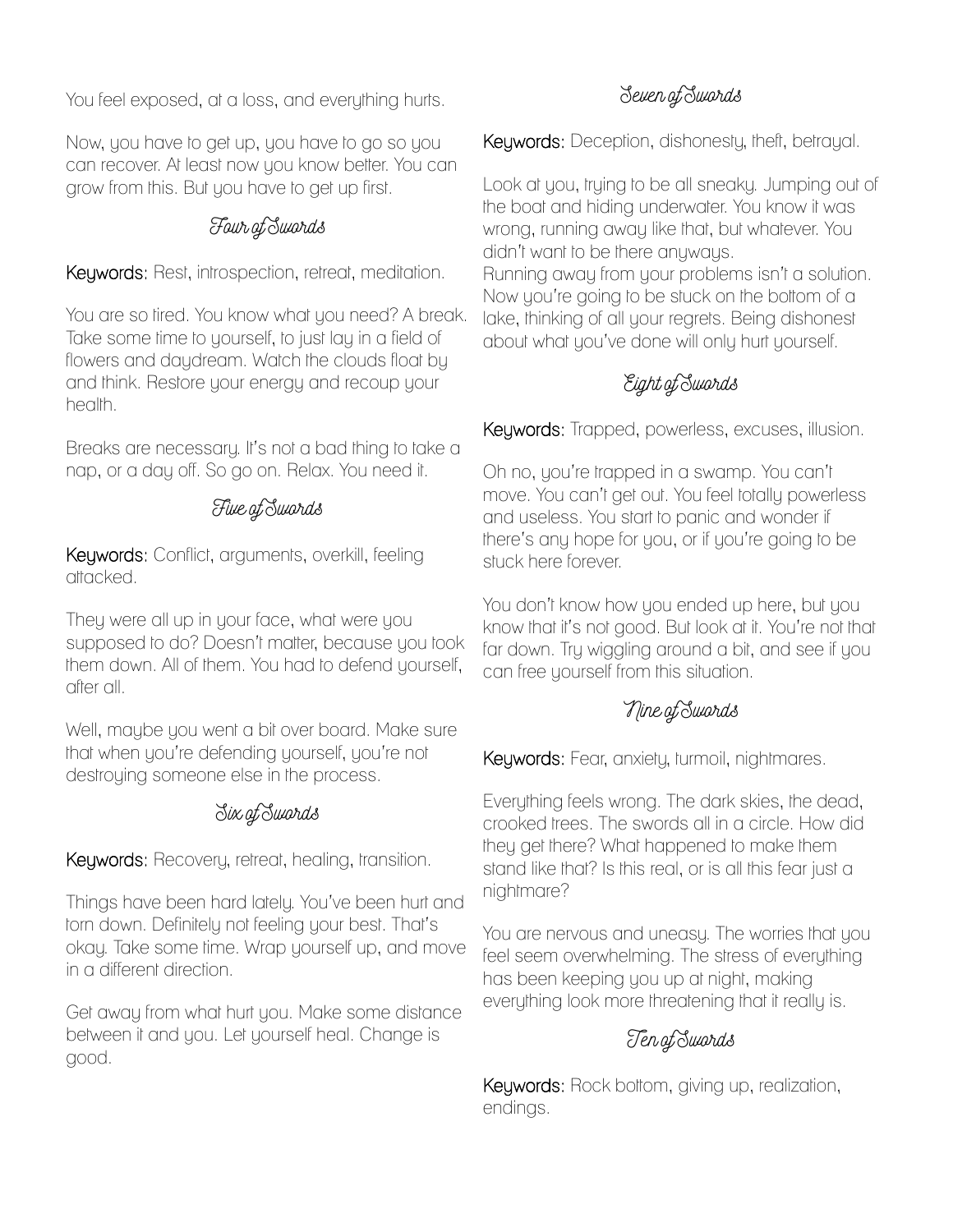You feel exposed, at a loss, and everything hurts.

Now, you have to get up, you have to go so you can recover. At least now you know better. You can grow from this. But you have to get up first.

## Four of Swords

**Keywords:** Rest, introspection, retreat, meditation.

You are so tired. You know what you need? A break. Take some time to yourself, to just lay in a field of flowers and daydream. Watch the clouds float by and think. Restore your energy and recoup your health.

Breaks are necessary. It's not a bad thing to take a nap, or a day off. So go on. Relax. You need it.

## Five of Swords

**Keywords:** Conflict, arguments, overkill, feeling attacked.

They were all up in your face, what were you supposed to do? Doesn't matter, because you took them down. All of them. You had to defend yourself, after all.

Well, maybe you went a bit over board. Make sure that when you're defending yourself, you're not destroying someone else in the process.

## Six of Swords

**Keywords:** Recovery, retreat, healing, transition.

Things have been hard lately. You've been hurt and torn down. Definitely not feeling your best. That's okay. Take some time. Wrap yourself up, and move in a different direction.

Get away from what hurt you. Make some distance between it and you. Let yourself heal. Change is good.

## Seven of Swords

**Keywords:** Deception, dishonesty, theft, betrayal.

Look at you, trying to be all sneaky. Jumping out of the boat and hiding underwater. You know it was wrong, running away like that, but whatever. You didn't want to be there anyways.
Running away from your problems isn't a solution. Now you're going to be stuck on the bottom of a lake, thinking of all your regrets. Being dishonest about what you've done will only hurt yourself.

## Eight of Swords

**Keywords:** Trapped, powerless, excuses, illusion.

Oh no, you're trapped in a swamp. You can't move. You can't get out. You feel totally powerless and useless. You start to panic and wonder if there's any hope for you, or if you're going to be stuck here forever.

You don't know how you ended up here, but you know that it's not good. But look at it. You're not that far down. Try wiggling around a bit, and see if you can free yourself from this situation.

## Nine of Swords

**Keywords:** Fear, anxiety, turmoil, nightmares.

Everything feels wrong. The dark skies, the dead, crooked trees. The swords all in a circle. How did they get there? What happened to make them stand like that? Is this real, or is all this fear just a nightmare?

You are nervous and uneasy. The worries that you feel seem overwhelming. The stress of everything has been keeping you up at night, making everything look more threatening that it really is.

## Ten of Swords

**Keywords:** Rock bottom, giving up, realization, endings.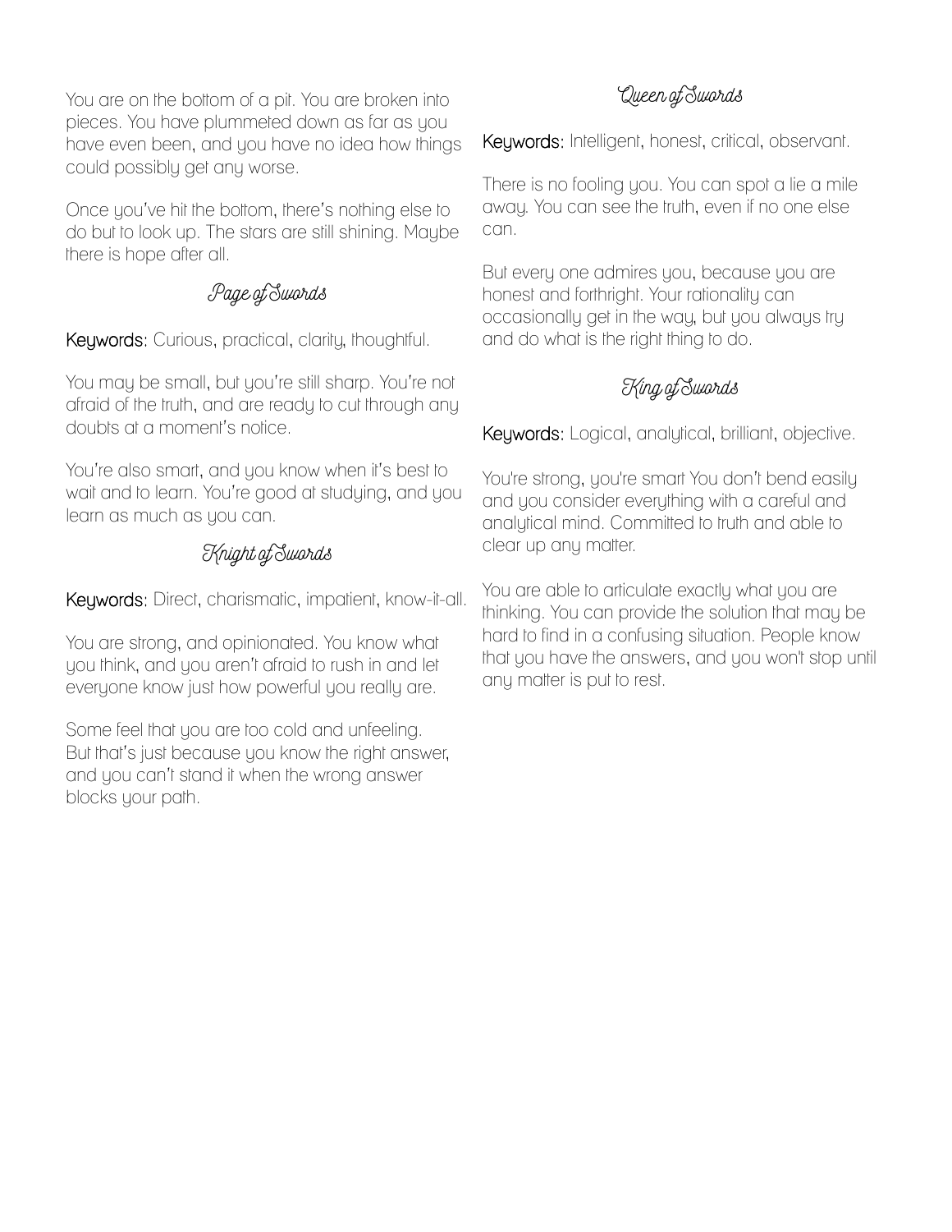You are on the bottom of a pit. You are broken into pieces. You have plummeted down as far as you have even been, and you have no idea how things could possibly get any worse.

Once you've hit the bottom, there's nothing else to do but to look up. The stars are still shining. Maybe there is hope after all.

## Page of Swords

**Keywords:** Curious, practical, clarity, thoughtful.

You may be small, but you're still sharp. You're not afraid of the truth, and are ready to cut through any doubts at a moment's notice.

You're also smart, and you know when it's best to wait and to learn. You're good at studying, and you learn as much as you can.

## Knight of Swords

**Keywords:** Direct, charismatic, impatient, know-it-all.

You are strong, and opinionated. You know what you think, and you aren't afraid to rush in and let everyone know just how powerful you really are.

Some feel that you are too cold and unfeeling. But that's just because you know the right answer, and you can't stand it when the wrong answer blocks your path.

## Queen of Swords

**Keywords:** Intelligent, honest, critical, observant.

There is no fooling you. You can spot a lie a mile away. You can see the truth, even if no one else can.

But every one admires you, because you are honest and forthright. Your rationality can occasionally get in the way, but you always try and do what is the right thing to do.

## King of Swords

**Keywords:** Logical, analytical, brilliant, objective.

You're strong, you're smart You don't bend easily and you consider everything with a careful and analytical mind. Committed to truth and able to clear up any matter.

You are able to articulate exactly what you are thinking. You can provide the solution that may be hard to find in a confusing situation. People know that you have the answers, and you won't stop until any matter is put to rest.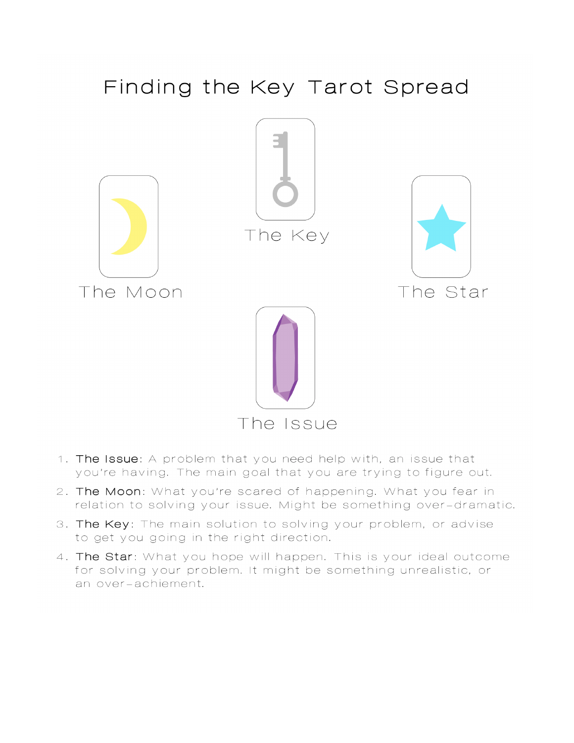# Finding the Key Tarot Spread

The Key

The Moon

The Star

The Issue

1. **The Issue**: A problem that you need help with, an issue that you're having. The main goal that you are trying to figure out.
2. **The Moon**: What you're scared of happening. What you fear in relation to solving your issue. Might be something over-dramatic.
3. **The Key**: The main solution to solving your problem, or advise to get you going in the right direction.
4. **The Star**: What you hope will happen. This is your ideal outcome for solving your problem. It might be something unrealistic, or an over-achiement.